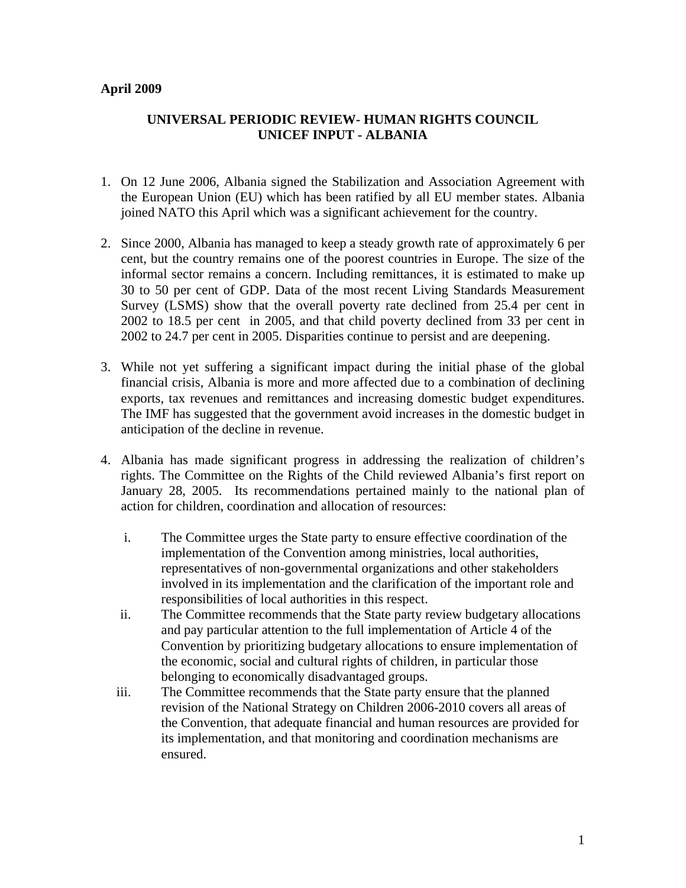**April 2009**

**UNIVERSAL PERIODIC REVIEW- HUMAN RIGHTS COUNCIL**
**UNICEF INPUT - ALBANIA**

1. On 12 June 2006, Albania signed the Stabilization and Association Agreement with the European Union (EU) which has been ratified by all EU member states. Albania joined NATO this April which was a significant achievement for the country.

2. Since 2000, Albania has managed to keep a steady growth rate of approximately 6 per cent, but the country remains one of the poorest countries in Europe. The size of the informal sector remains a concern. Including remittances, it is estimated to make up 30 to 50 per cent of GDP. Data of the most recent Living Standards Measurement Survey (LSMS) show that the overall poverty rate declined from 25.4 per cent in 2002 to 18.5 per cent in 2005, and that child poverty declined from 33 per cent in 2002 to 24.7 per cent in 2005. Disparities continue to persist and are deepening.

3. While not yet suffering a significant impact during the initial phase of the global financial crisis, Albania is more and more affected due to a combination of declining exports, tax revenues and remittances and increasing domestic budget expenditures. The IMF has suggested that the government avoid increases in the domestic budget in anticipation of the decline in revenue.

4. Albania has made significant progress in addressing the realization of children's rights. The Committee on the Rights of the Child reviewed Albania's first report on January 28, 2005. Its recommendations pertained mainly to the national plan of action for children, coordination and allocation of resources:

    i. The Committee urges the State party to ensure effective coordination of the implementation of the Convention among ministries, local authorities, representatives of non-governmental organizations and other stakeholders involved in its implementation and the clarification of the important role and responsibilities of local authorities in this respect.

    ii. The Committee recommends that the State party review budgetary allocations and pay particular attention to the full implementation of Article 4 of the Convention by prioritizing budgetary allocations to ensure implementation of the economic, social and cultural rights of children, in particular those belonging to economically disadvantaged groups.

    iii. The Committee recommends that the State party ensure that the planned revision of the National Strategy on Children 2006-2010 covers all areas of the Convention, that adequate financial and human resources are provided for its implementation, and that monitoring and coordination mechanisms are ensured.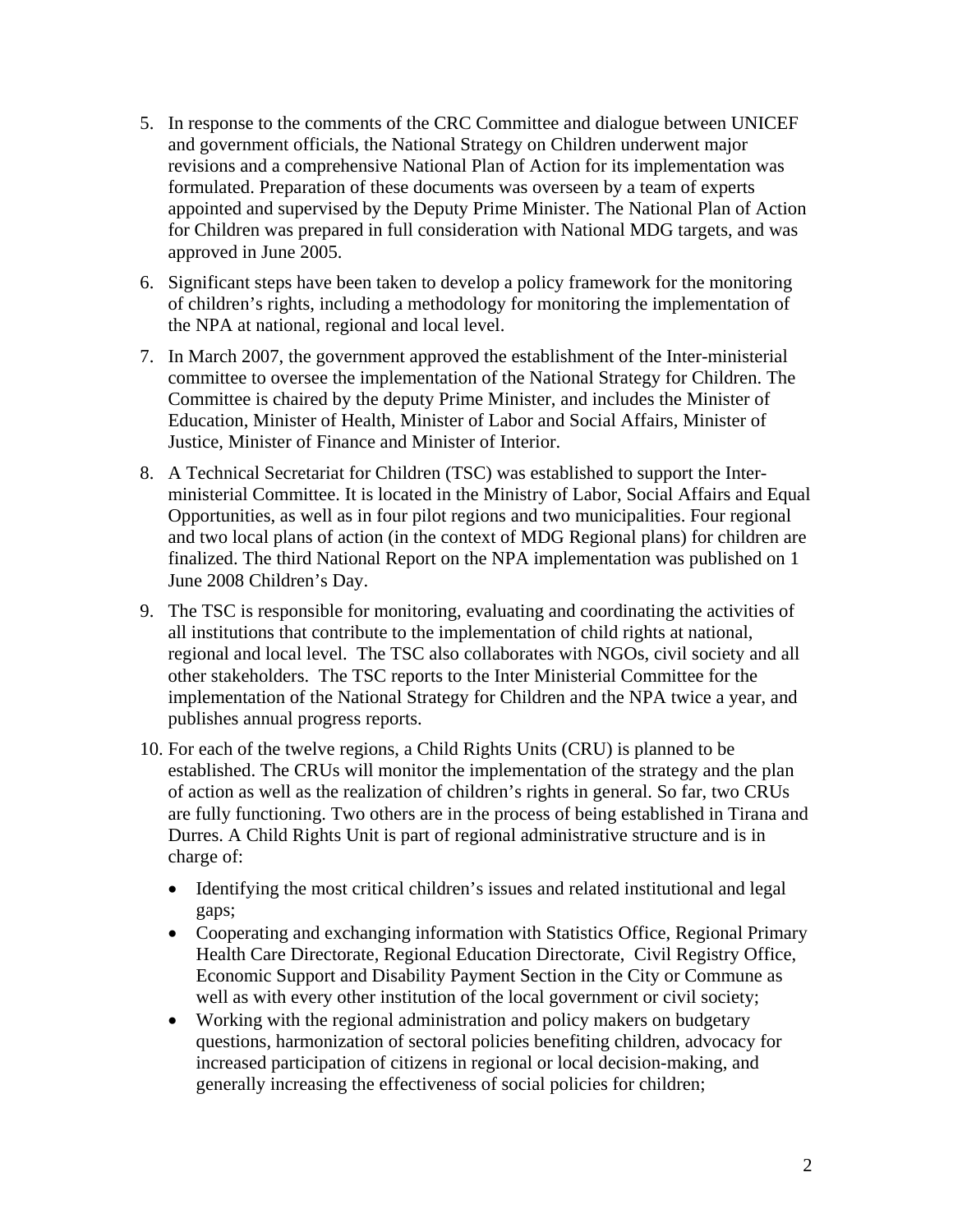5. In response to the comments of the CRC Committee and dialogue between UNICEF and government officials, the National Strategy on Children underwent major revisions and a comprehensive National Plan of Action for its implementation was formulated. Preparation of these documents was overseen by a team of experts appointed and supervised by the Deputy Prime Minister. The National Plan of Action for Children was prepared in full consideration with National MDG targets, and was approved in June 2005.

6. Significant steps have been taken to develop a policy framework for the monitoring of children's rights, including a methodology for monitoring the implementation of the NPA at national, regional and local level.

7. In March 2007, the government approved the establishment of the Inter-ministerial committee to oversee the implementation of the National Strategy for Children. The Committee is chaired by the deputy Prime Minister, and includes the Minister of Education, Minister of Health, Minister of Labor and Social Affairs, Minister of Justice, Minister of Finance and Minister of Interior.

8. A Technical Secretariat for Children (TSC) was established to support the Inter-ministerial Committee. It is located in the Ministry of Labor, Social Affairs and Equal Opportunities, as well as in four pilot regions and two municipalities. Four regional and two local plans of action (in the context of MDG Regional plans) for children are finalized. The third National Report on the NPA implementation was published on 1 June 2008 Children's Day.

9. The TSC is responsible for monitoring, evaluating and coordinating the activities of all institutions that contribute to the implementation of child rights at national, regional and local level. The TSC also collaborates with NGOs, civil society and all other stakeholders. The TSC reports to the Inter Ministerial Committee for the implementation of the National Strategy for Children and the NPA twice a year, and publishes annual progress reports.

10. For each of the twelve regions, a Child Rights Units (CRU) is planned to be established. The CRUs will monitor the implementation of the strategy and the plan of action as well as the realization of children's rights in general. So far, two CRUs are fully functioning. Two others are in the process of being established in Tirana and Durres. A Child Rights Unit is part of regional administrative structure and is in charge of:
    - Identifying the most critical children's issues and related institutional and legal gaps;
    - Cooperating and exchanging information with Statistics Office, Regional Primary Health Care Directorate, Regional Education Directorate, Civil Registry Office, Economic Support and Disability Payment Section in the City or Commune as well as with every other institution of the local government or civil society;
    - Working with the regional administration and policy makers on budgetary questions, harmonization of sectoral policies benefiting children, advocacy for increased participation of citizens in regional or local decision-making, and generally increasing the effectiveness of social policies for children;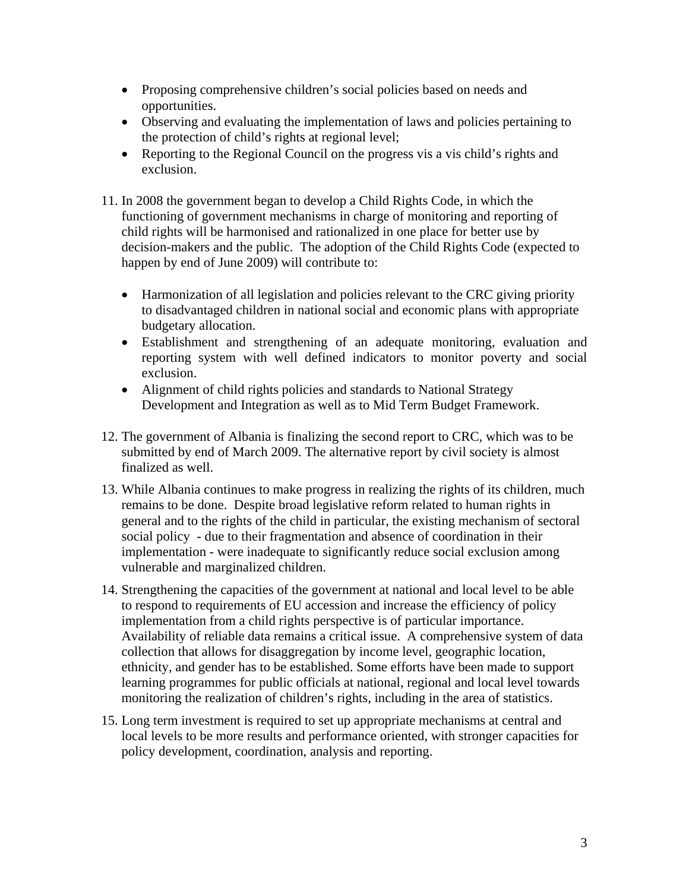- Proposing comprehensive children's social policies based on needs and opportunities.
- Observing and evaluating the implementation of laws and policies pertaining to the protection of child's rights at regional level;
- Reporting to the Regional Council on the progress vis a vis child's rights and exclusion.

11. In 2008 the government began to develop a Child Rights Code, in which the functioning of government mechanisms in charge of monitoring and reporting of child rights will be harmonised and rationalized in one place for better use by decision-makers and the public. The adoption of the Child Rights Code (expected to happen by end of June 2009) will contribute to:

    - Harmonization of all legislation and policies relevant to the CRC giving priority to disadvantaged children in national social and economic plans with appropriate budgetary allocation.
    - Establishment and strengthening of an adequate monitoring, evaluation and reporting system with well defined indicators to monitor poverty and social exclusion.
    - Alignment of child rights policies and standards to National Strategy Development and Integration as well as to Mid Term Budget Framework.

12. The government of Albania is finalizing the second report to CRC, which was to be submitted by end of March 2009. The alternative report by civil society is almost finalized as well.

13. While Albania continues to make progress in realizing the rights of its children, much remains to be done. Despite broad legislative reform related to human rights in general and to the rights of the child in particular, the existing mechanism of sectoral social policy - due to their fragmentation and absence of coordination in their implementation - were inadequate to significantly reduce social exclusion among vulnerable and marginalized children.

14. Strengthening the capacities of the government at national and local level to be able to respond to requirements of EU accession and increase the efficiency of policy implementation from a child rights perspective is of particular importance. Availability of reliable data remains a critical issue. A comprehensive system of data collection that allows for disaggregation by income level, geographic location, ethnicity, and gender has to be established. Some efforts have been made to support learning programmes for public officials at national, regional and local level towards monitoring the realization of children's rights, including in the area of statistics.

15. Long term investment is required to set up appropriate mechanisms at central and local levels to be more results and performance oriented, with stronger capacities for policy development, coordination, analysis and reporting.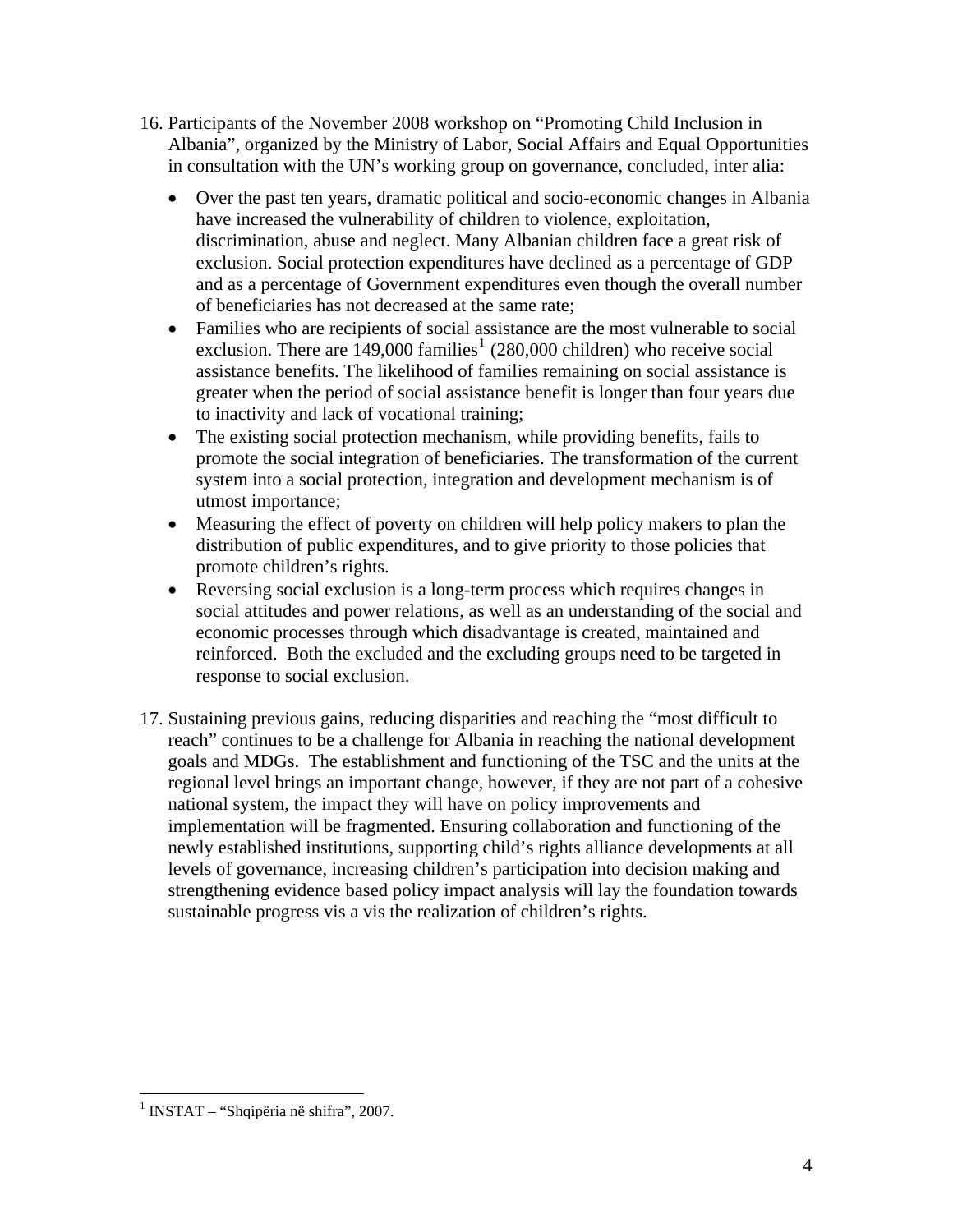16. Participants of the November 2008 workshop on "Promoting Child Inclusion in Albania", organized by the Ministry of Labor, Social Affairs and Equal Opportunities in consultation with the UN's working group on governance, concluded, inter alia:

    - Over the past ten years, dramatic political and socio-economic changes in Albania have increased the vulnerability of children to violence, exploitation, discrimination, abuse and neglect. Many Albanian children face a great risk of exclusion. Social protection expenditures have declined as a percentage of GDP and as a percentage of Government expenditures even though the overall number of beneficiaries has not decreased at the same rate;
    - Families who are recipients of social assistance are the most vulnerable to social exclusion. There are 149,000 families[1] (280,000 children) who receive social assistance benefits. The likelihood of families remaining on social assistance is greater when the period of social assistance benefit is longer than four years due to inactivity and lack of vocational training;
    - The existing social protection mechanism, while providing benefits, fails to promote the social integration of beneficiaries. The transformation of the current system into a social protection, integration and development mechanism is of utmost importance;
    - Measuring the effect of poverty on children will help policy makers to plan the distribution of public expenditures, and to give priority to those policies that promote children's rights.
    - Reversing social exclusion is a long-term process which requires changes in social attitudes and power relations, as well as an understanding of the social and economic processes through which disadvantage is created, maintained and reinforced. Both the excluded and the excluding groups need to be targeted in response to social exclusion.

17. Sustaining previous gains, reducing disparities and reaching the "most difficult to reach" continues to be a challenge for Albania in reaching the national development goals and MDGs. The establishment and functioning of the TSC and the units at the regional level brings an important change, however, if they are not part of a cohesive national system, the impact they will have on policy improvements and implementation will be fragmented. Ensuring collaboration and functioning of the newly established institutions, supporting child's rights alliance developments at all levels of governance, increasing children's participation into decision making and strengthening evidence based policy impact analysis will lay the foundation towards sustainable progress vis a vis the realization of children's rights.

---

[1] INSTAT – "Shqipëria në shifra", 2007.